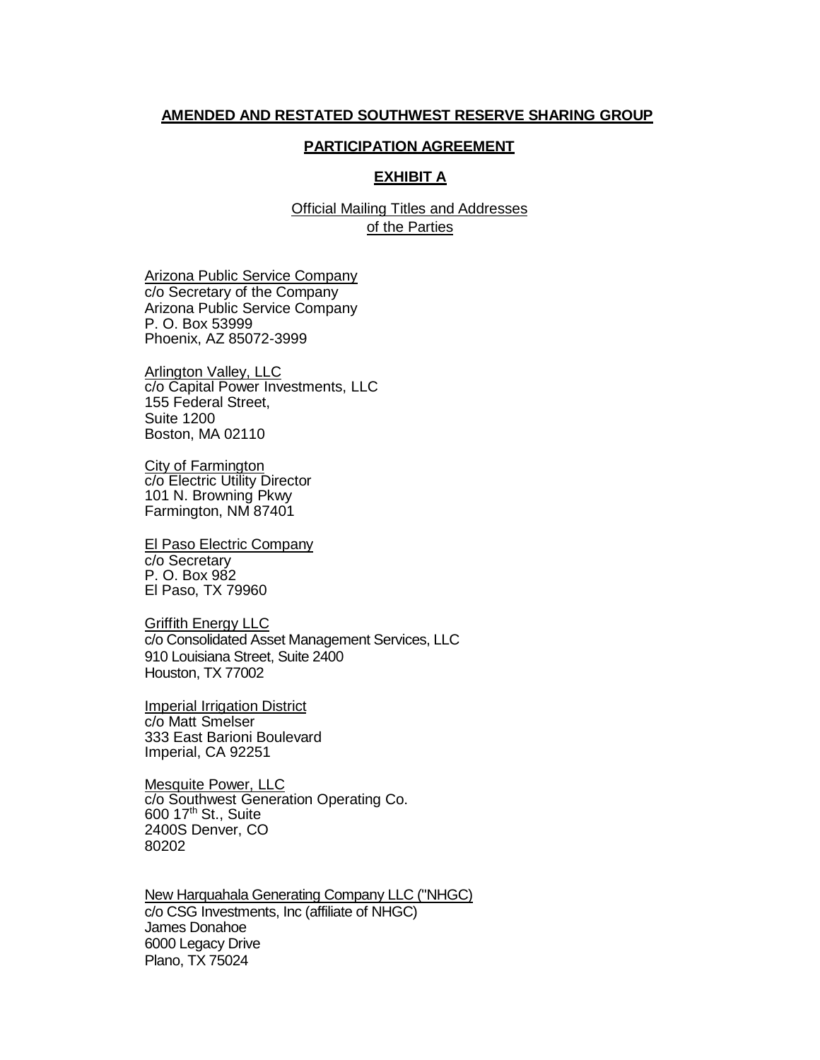**AMENDED AND RESTATED SOUTHWEST RESERVE SHARING GROUP**

**PARTICIPATION AGREEMENT**

**EXHIBIT A**

Official Mailing Titles and Addresses
of the Parties

Arizona Public Service Company
c/o Secretary of the Company
Arizona Public Service Company
P. O. Box 53999
Phoenix, AZ 85072-3999

Arlington Valley, LLC
c/o Capital Power Investments, LLC
155 Federal Street,
Suite 1200
Boston, MA 02110

City of Farmington
c/o Electric Utility Director
101 N. Browning Pkwy
Farmington, NM 87401

El Paso Electric Company
c/o Secretary
P. O. Box 982
El Paso, TX 79960

Griffith Energy LLC
c/o Consolidated Asset Management Services, LLC
910 Louisiana Street, Suite 2400
Houston, TX 77002

Imperial Irrigation District
c/o Matt Smelser
333 East Barioni Boulevard
Imperial, CA 92251

Mesquite Power, LLC
c/o Southwest Generation Operating Co.
600 17th St., Suite
2400S Denver, CO
80202

New Harquahala Generating Company LLC ("NHGC)
c/o CSG Investments, Inc (affiliate of NHGC)
James Donahoe
6000 Legacy Drive
Plano, TX 75024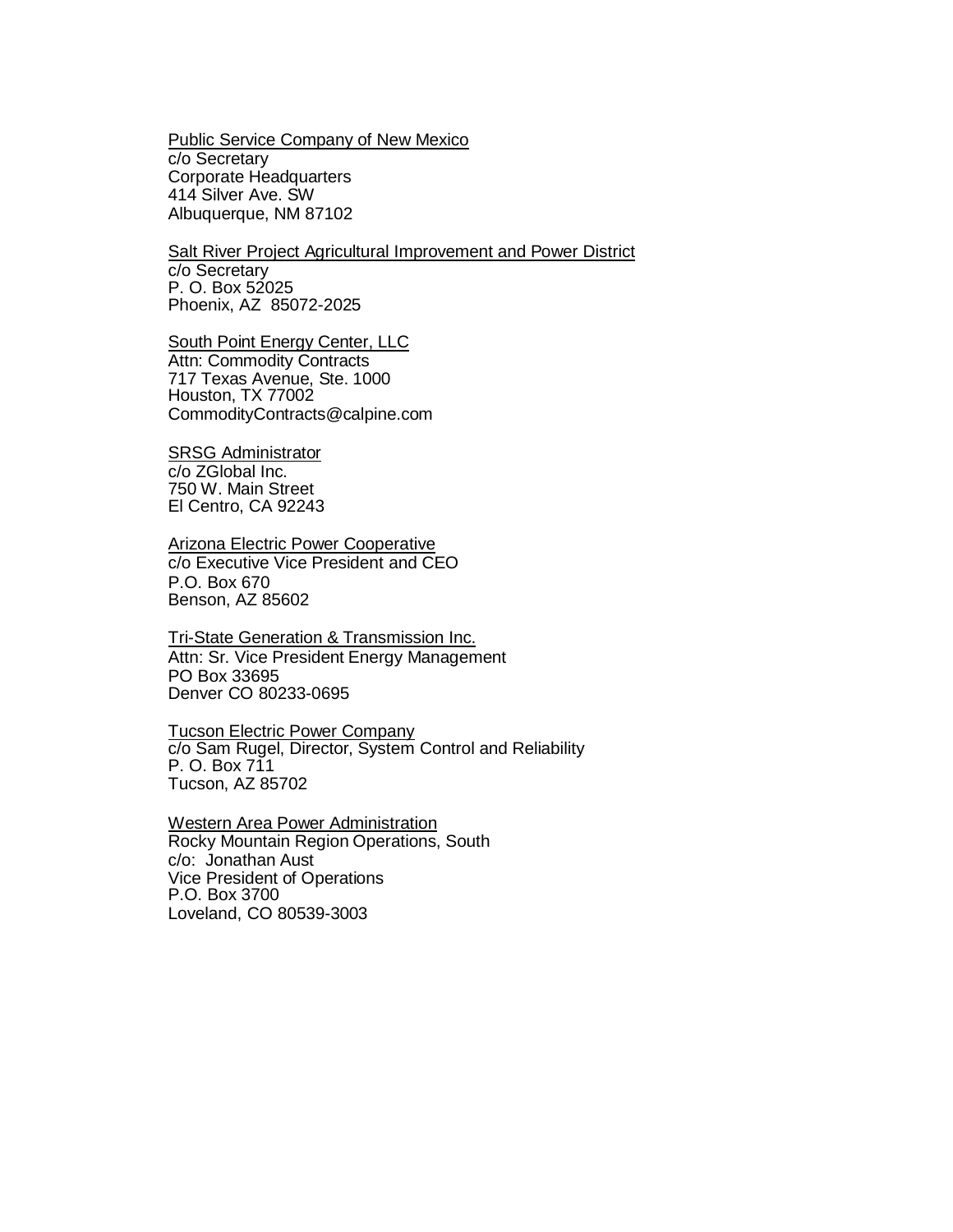<u>Public Service Company of New Mexico</u>
c/o Secretary
Corporate Headquarters
414 Silver Ave. SW
Albuquerque, NM 87102

<u>Salt River Project Agricultural Improvement and Power District</u>
c/o Secretary
P. O. Box 52025
Phoenix, AZ 85072-2025

<u>South Point Energy Center, LLC</u>
Attn: Commodity Contracts
717 Texas Avenue, Ste. 1000
Houston, TX 77002
CommodityContracts@calpine.com

<u>SRSG Administrator</u>
c/o ZGlobal Inc.
750 W. Main Street
El Centro, CA 92243

<u>Arizona Electric Power Cooperative</u>
c/o Executive Vice President and CEO
P.O. Box 670
Benson, AZ 85602

<u>Tri-State Generation & Transmission Inc.</u>
Attn: Sr. Vice President Energy Management
PO Box 33695
Denver CO 80233-0695

<u>Tucson Electric Power Company</u>
c/o Sam Rugel, Director, System Control and Reliability
P. O. Box 711
Tucson, AZ 85702

<u>Western Area Power Administration</u>
Rocky Mountain Region Operations, South
c/o: Jonathan Aust
Vice President of Operations
P.O. Box 3700
Loveland, CO 80539-3003